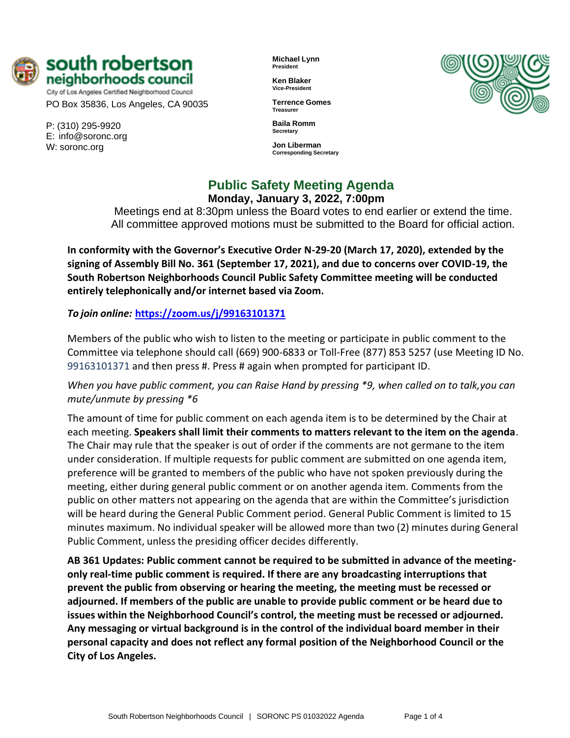**south robertson neighborhoods council**
City of Los Angeles Certified Neighborhood Council
PO Box 35836, Los Angeles, CA 90035

P: (310) 295-9920
E: info@soronc.org
W: soronc.org

**Michael Lynn**
**President**

**Ken Blaker**
**Vice-President**

**Terrence Gomes**
**Treasurer**

**Baila Romm**
**Secretary**

**Jon Liberman**
**Corresponding Secretary**

# Public Safety Meeting Agenda

**Monday, January 3, 2022, 7:00pm**

Meetings end at 8:30pm unless the Board votes to end earlier or extend the time.
All committee approved motions must be submitted to the Board for official action.

**In conformity with the Governor's Executive Order N-29-20 (March 17, 2020), extended by the signing of Assembly Bill No. 361 (September 17, 2021), and due to concerns over COVID-19, the South Robertson Neighborhoods Council Public Safety Committee meeting will be conducted entirely telephonically and/or internet based via Zoom.**

***To join online:*** **https://zoom.us/j/99163101371**

Members of the public who wish to listen to the meeting or participate in public comment to the Committee via telephone should call (669) 900-6833 or Toll-Free (877) 853 5257 (use Meeting ID No. 99163101371 and then press #. Press # again when prompted for participant ID.

*When you have public comment, you can Raise Hand by pressing *9, when called on to talk,you can mute/unmute by pressing *6*

The amount of time for public comment on each agenda item is to be determined by the Chair at each meeting. **Speakers shall limit their comments to matters relevant to the item on the agenda**. The Chair may rule that the speaker is out of order if the comments are not germane to the item under consideration. If multiple requests for public comment are submitted on one agenda item, preference will be granted to members of the public who have not spoken previously during the meeting, either during general public comment or on another agenda item. Comments from the public on other matters not appearing on the agenda that are within the Committee's jurisdiction will be heard during the General Public Comment period. General Public Comment is limited to 15 minutes maximum. No individual speaker will be allowed more than two (2) minutes during General Public Comment, unless the presiding officer decides differently.

**AB 361 Updates: Public comment cannot be required to be submitted in advance of the meeting-only real-time public comment is required. If there are any broadcasting interruptions that prevent the public from observing or hearing the meeting, the meeting must be recessed or adjourned. If members of the public are unable to provide public comment or be heard due to issues within the Neighborhood Council's control, the meeting must be recessed or adjourned. Any messaging or virtual background is in the control of the individual board member in their personal capacity and does not reflect any formal position of the Neighborhood Council or the City of Los Angeles.**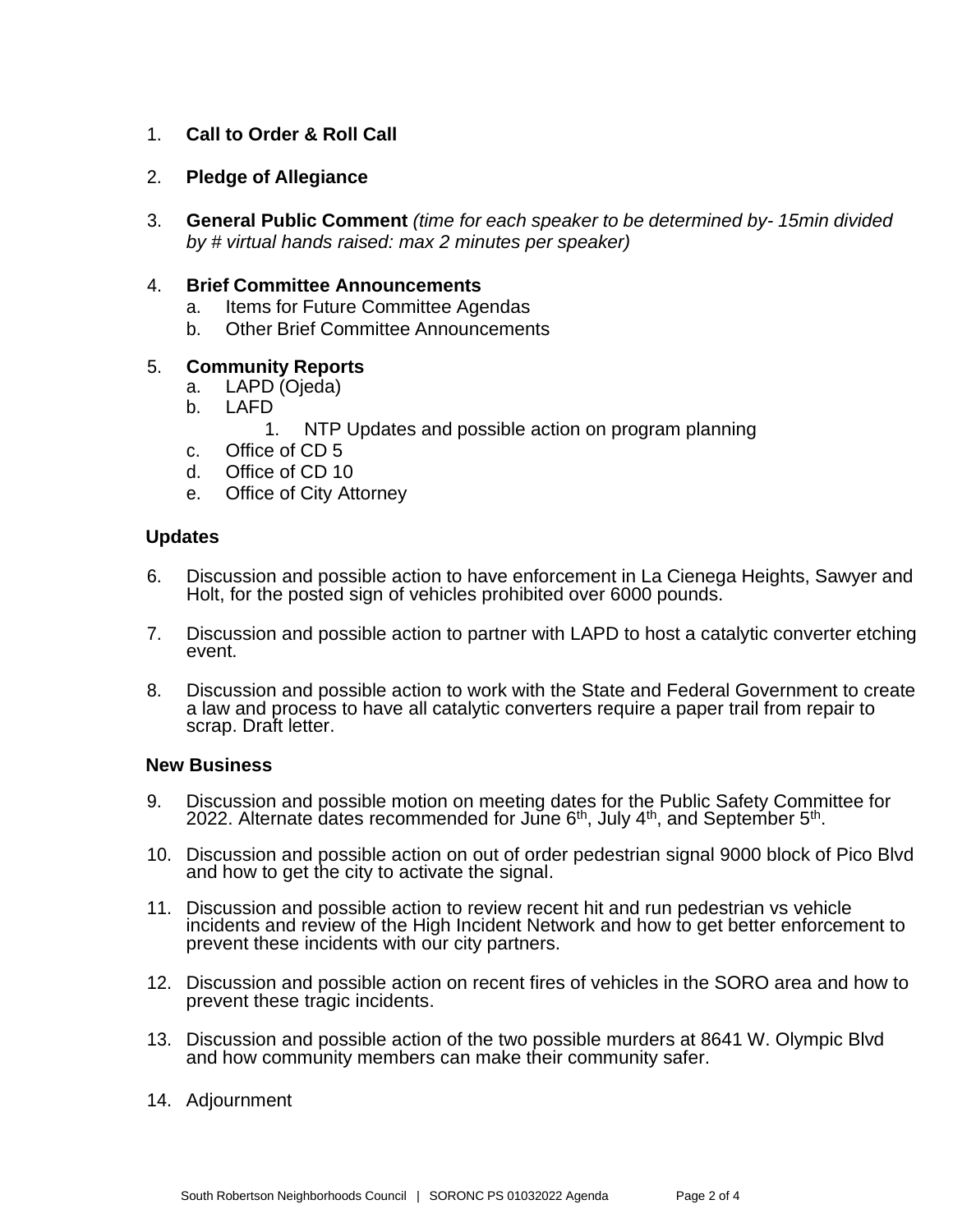1. **Call to Order & Roll Call**

2. **Pledge of Allegiance**

3. **General Public Comment** *(time for each speaker to be determined by- 15min divided by # virtual hands raised: max 2 minutes per speaker)*

4. **Brief Committee Announcements**
   a. Items for Future Committee Agendas
   b. Other Brief Committee Announcements

5. **Community Reports**
   a. LAPD (Ojeda)
   b. LAFD
      1. NTP Updates and possible action on program planning
   c. Office of CD 5
   d. Office of CD 10
   e. Office of City Attorney

**Updates**

6. Discussion and possible action to have enforcement in La Cienega Heights, Sawyer and Holt, for the posted sign of vehicles prohibited over 6000 pounds.

7. Discussion and possible action to partner with LAPD to host a catalytic converter etching event.

8. Discussion and possible action to work with the State and Federal Government to create a law and process to have all catalytic converters require a paper trail from repair to scrap. Draft letter.

**New Business**

9. Discussion and possible motion on meeting dates for the Public Safety Committee for 2022. Alternate dates recommended for June 6th, July 4th, and September 5th.

10. Discussion and possible action on out of order pedestrian signal 9000 block of Pico Blvd and how to get the city to activate the signal.

11. Discussion and possible action to review recent hit and run pedestrian vs vehicle incidents and review of the High Incident Network and how to get better enforcement to prevent these incidents with our city partners.

12. Discussion and possible action on recent fires of vehicles in the SORO area and how to prevent these tragic incidents.

13. Discussion and possible action of the two possible murders at 8641 W. Olympic Blvd and how community members can make their community safer.

14. Adjournment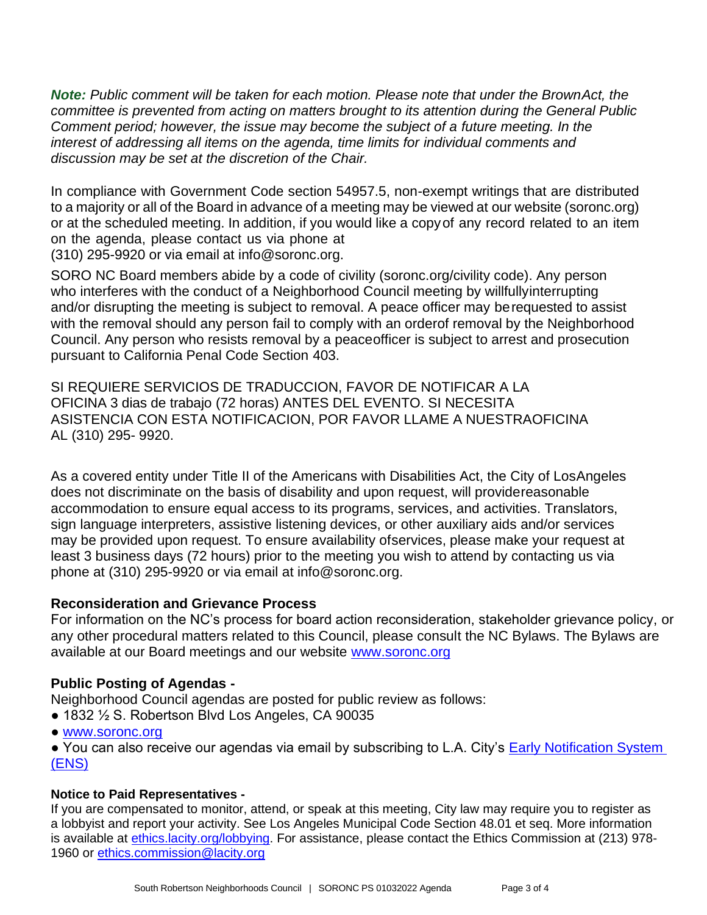***Note:*** *Public comment will be taken for each motion. Please note that under the BrownAct, the committee is prevented from acting on matters brought to its attention during the General Public Comment period; however, the issue may become the subject of a future meeting. In the interest of addressing all items on the agenda, time limits for individual comments and discussion may be set at the discretion of the Chair.*

In compliance with Government Code section 54957.5, non-exempt writings that are distributed to a majority or all of the Board in advance of a meeting may be viewed at our website (soronc.org) or at the scheduled meeting. In addition, if you would like a copy of any record related to an item on the agenda, please contact us via phone at (310) 295-9920 or via email at info@soronc.org.

SORO NC Board members abide by a code of civility (soronc.org/civility code). Any person who interferes with the conduct of a Neighborhood Council meeting by willfullyinterrupting and/or disrupting the meeting is subject to removal. A peace officer may berequested to assist with the removal should any person fail to comply with an orderof removal by the Neighborhood Council. Any person who resists removal by a peaceofficer is subject to arrest and prosecution pursuant to California Penal Code Section 403.

SI REQUIERE SERVICIOS DE TRADUCCION, FAVOR DE NOTIFICAR A LA OFICINA 3 dias de trabajo (72 horas) ANTES DEL EVENTO. SI NECESITA ASISTENCIA CON ESTA NOTIFICACION, POR FAVOR LLAME A NUESTRAOFICINA AL (310) 295- 9920.

As a covered entity under Title II of the Americans with Disabilities Act, the City of LosAngeles does not discriminate on the basis of disability and upon request, will providereasonable accommodation to ensure equal access to its programs, services, and activities. Translators, sign language interpreters, assistive listening devices, or other auxiliary aids and/or services may be provided upon request. To ensure availability ofservices, please make your request at least 3 business days (72 hours) prior to the meeting you wish to attend by contacting us via phone at (310) 295-9920 or via email at info@soronc.org.

**Reconsideration and Grievance Process**

For information on the NC's process for board action reconsideration, stakeholder grievance policy, or any other procedural matters related to this Council, please consult the NC Bylaws. The Bylaws are available at our Board meetings and our website www.soronc.org

**Public Posting of Agendas -**

Neighborhood Council agendas are posted for public review as follows:

- 1832 ½ S. Robertson Blvd Los Angeles, CA 90035
- www.soronc.org
- You can also receive our agendas via email by subscribing to L.A. City's Early Notification System (ENS)

**Notice to Paid Representatives -**

If you are compensated to monitor, attend, or speak at this meeting, City law may require you to register as a lobbyist and report your activity. See Los Angeles Municipal Code Section 48.01 et seq. More information is available at ethics.lacity.org/lobbying. For assistance, please contact the Ethics Commission at (213) 978-1960 or ethics.commission@lacity.org